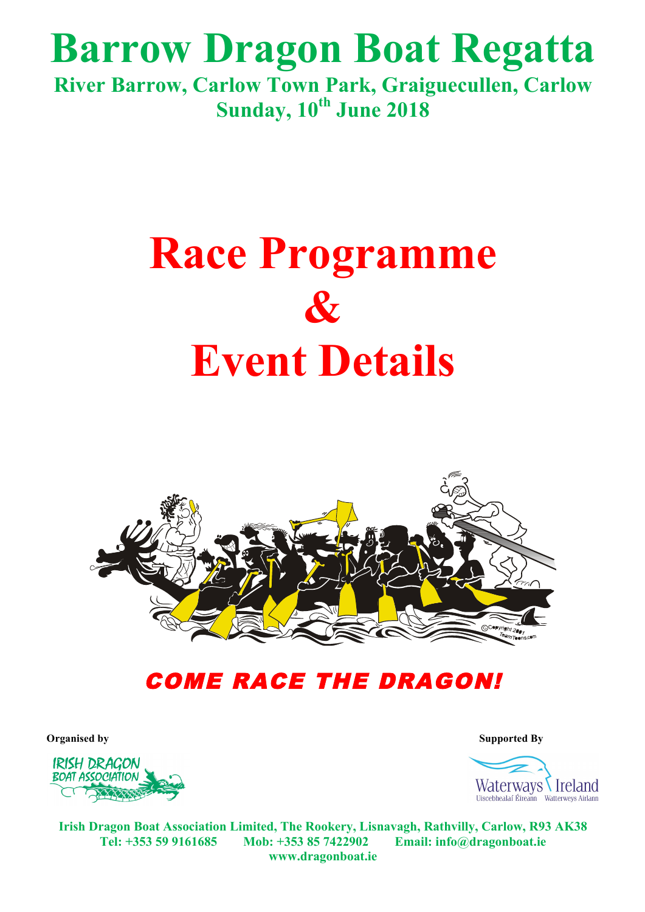# Barrow Dragon Boat Regatta

**River Barrow, Carlow Town Park, Graiguecullen, Carlow**
**Sunday, 10th June 2018**

# Race Programme & Event Details

***COME RACE THE DRAGON!***

**Organised by**

**Supported By**

**Irish Dragon Boat Association Limited, The Rookery, Lisnavagh, Rathvilly, Carlow, R93 AK38**
**Tel: +353 59 9161685 Mob: +353 85 7422902 Email: info@dragonboat.ie**
**www.dragonboat.ie**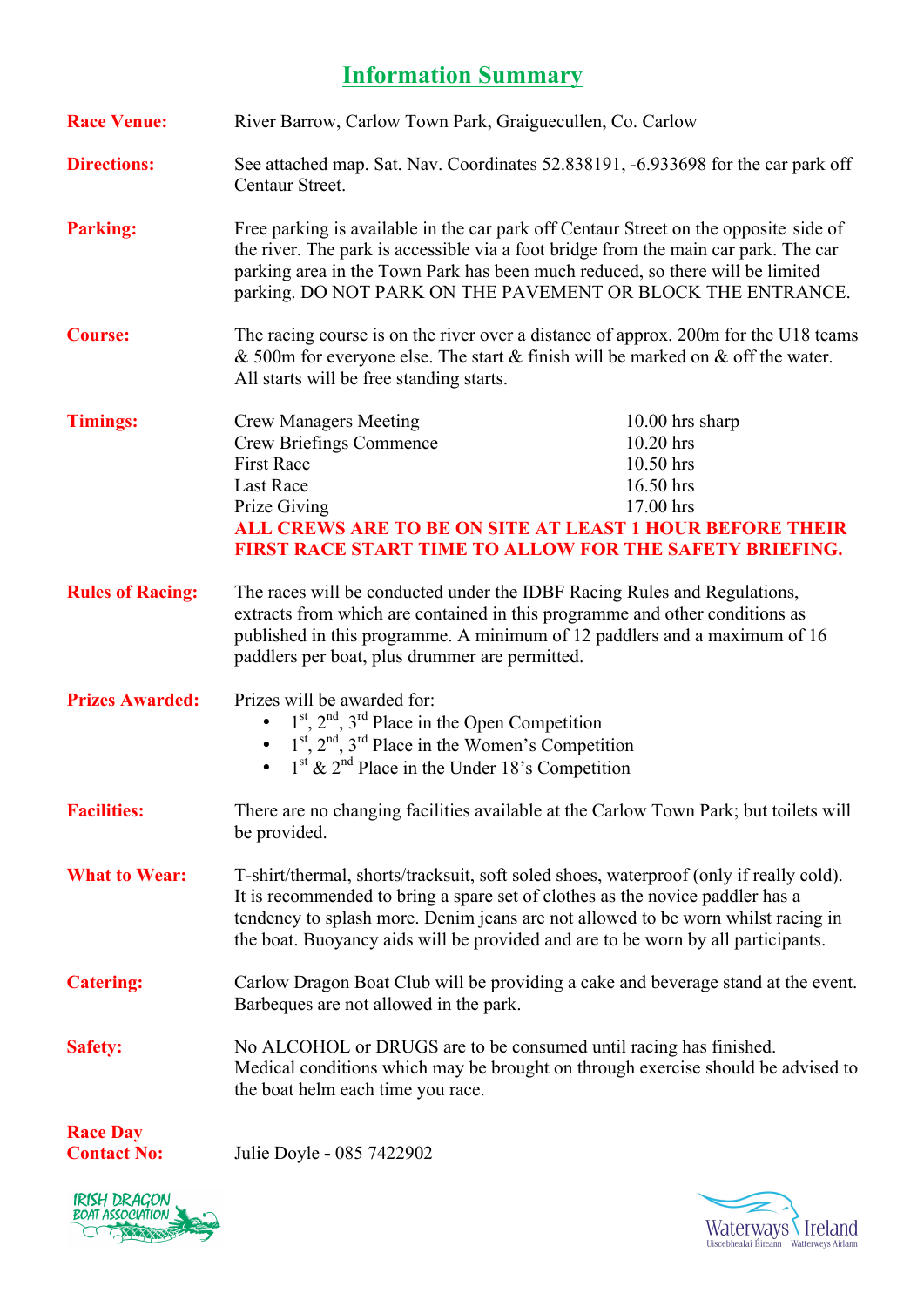# Information Summary

**Race Venue:** River Barrow, Carlow Town Park, Graiguecullen, Co. Carlow

**Directions:** See attached map. Sat. Nav. Coordinates 52.838191, -6.933698 for the car park off Centaur Street.

**Parking:** Free parking is available in the car park off Centaur Street on the opposite side of the river. The park is accessible via a foot bridge from the main car park. The car parking area in the Town Park has been much reduced, so there will be limited parking. DO NOT PARK ON THE PAVEMENT OR BLOCK THE ENTRANCE.

**Course:** The racing course is on the river over a distance of approx. 200m for the U18 teams & 500m for everyone else. The start & finish will be marked on & off the water. All starts will be free standing starts.

**Timings:**

| | |
|---|---|
| Crew Managers Meeting | 10.00 hrs sharp |
| Crew Briefings Commence | 10.20 hrs |
| First Race | 10.50 hrs |
| Last Race | 16.50 hrs |
| Prize Giving | 17.00 hrs |

**ALL CREWS ARE TO BE ON SITE AT LEAST 1 HOUR BEFORE THEIR FIRST RACE START TIME TO ALLOW FOR THE SAFETY BRIEFING.**

**Rules of Racing:** The races will be conducted under the IDBF Racing Rules and Regulations, extracts from which are contained in this programme and other conditions as published in this programme. A minimum of 12 paddlers and a maximum of 16 paddlers per boat, plus drummer are permitted.

**Prizes Awarded:** Prizes will be awarded for:

- 1st, 2nd, 3rd Place in the Open Competition
- 1st, 2nd, 3rd Place in the Women's Competition
- 1st & 2nd Place in the Under 18's Competition

**Facilities:** There are no changing facilities available at the Carlow Town Park; but toilets will be provided.

**What to Wear:** T-shirt/thermal, shorts/tracksuit, soft soled shoes, waterproof (only if really cold). It is recommended to bring a spare set of clothes as the novice paddler has a tendency to splash more. Denim jeans are not allowed to be worn whilst racing in the boat. Buoyancy aids will be provided and are to be worn by all participants.

**Catering:** Carlow Dragon Boat Club will be providing a cake and beverage stand at the event. Barbeques are not allowed in the park.

**Safety:** No ALCOHOL or DRUGS are to be consumed until racing has finished. Medical conditions which may be brought on through exercise should be advised to the boat helm each time you race.

**Race Day Contact No:** Julie Doyle - 085 7422902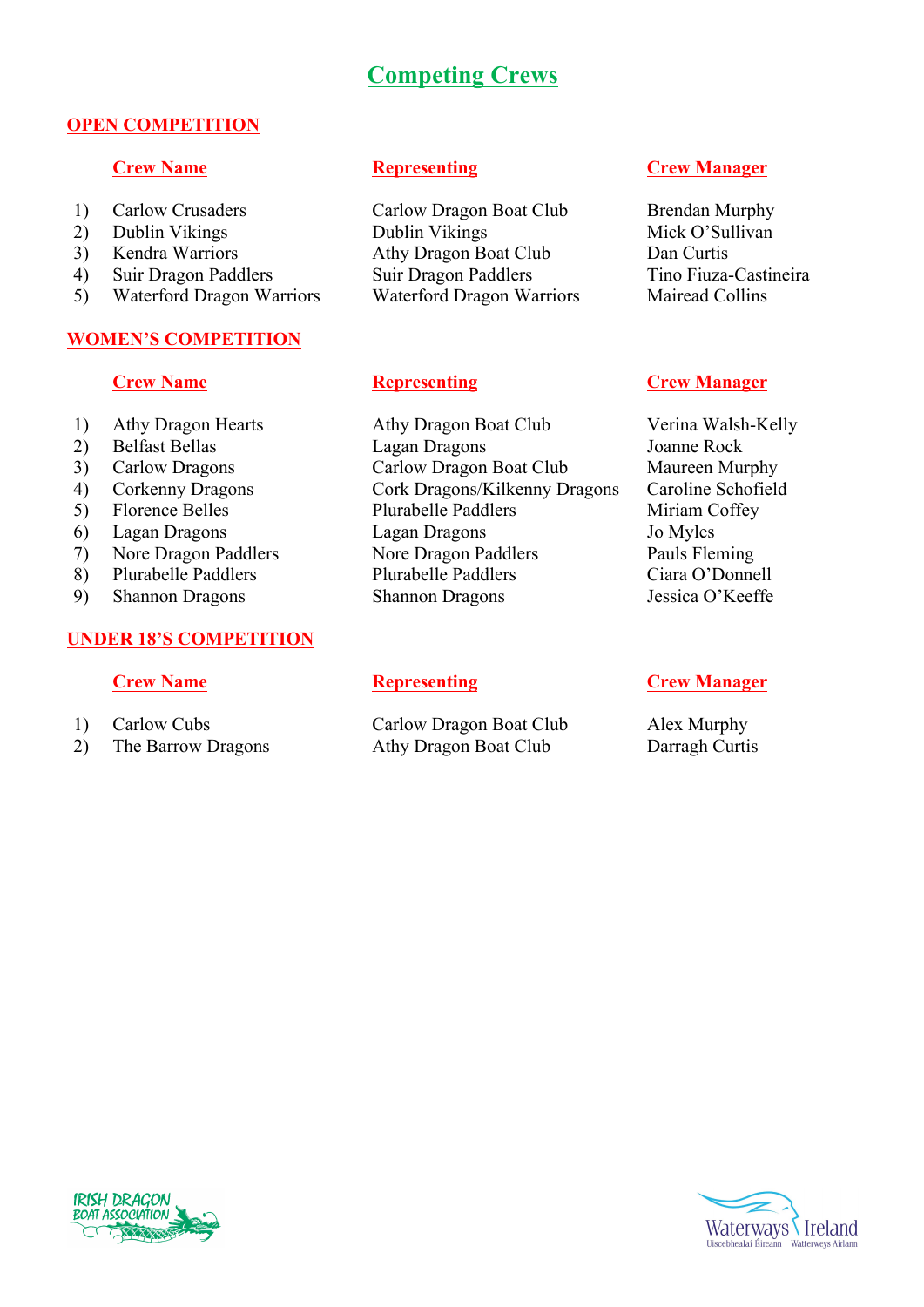# Competing Crews

## OPEN COMPETITION

| | Crew Name | Representing | Crew Manager |
|---|---|---|---|
| 1) | Carlow Crusaders | Carlow Dragon Boat Club | Brendan Murphy |
| 2) | Dublin Vikings | Dublin Vikings | Mick O'Sullivan |
| 3) | Kendra Warriors | Athy Dragon Boat Club | Dan Curtis |
| 4) | Suir Dragon Paddlers | Suir Dragon Paddlers | Tino Fiuza-Castineira |
| 5) | Waterford Dragon Warriors | Waterford Dragon Warriors | Mairead Collins |

## WOMEN'S COMPETITION

| | Crew Name | Representing | Crew Manager |
|---|---|---|---|
| 1) | Athy Dragon Hearts | Athy Dragon Boat Club | Verina Walsh-Kelly |
| 2) | Belfast Bellas | Lagan Dragons | Joanne Rock |
| 3) | Carlow Dragons | Carlow Dragon Boat Club | Maureen Murphy |
| 4) | Corkenny Dragons | Cork Dragons/Kilkenny Dragons | Caroline Schofield |
| 5) | Florence Belles | Plurabelle Paddlers | Miriam Coffey |
| 6) | Lagan Dragons | Lagan Dragons | Jo Myles |
| 7) | Nore Dragon Paddlers | Nore Dragon Paddlers | Pauls Fleming |
| 8) | Plurabelle Paddlers | Plurabelle Paddlers | Ciara O'Donnell |
| 9) | Shannon Dragons | Shannon Dragons | Jessica O'Keeffe |

## UNDER 18'S COMPETITION

| | Crew Name | Representing | Crew Manager |
|---|---|---|---|
| 1) | Carlow Cubs | Carlow Dragon Boat Club | Alex Murphy |
| 2) | The Barrow Dragons | Athy Dragon Boat Club | Darragh Curtis |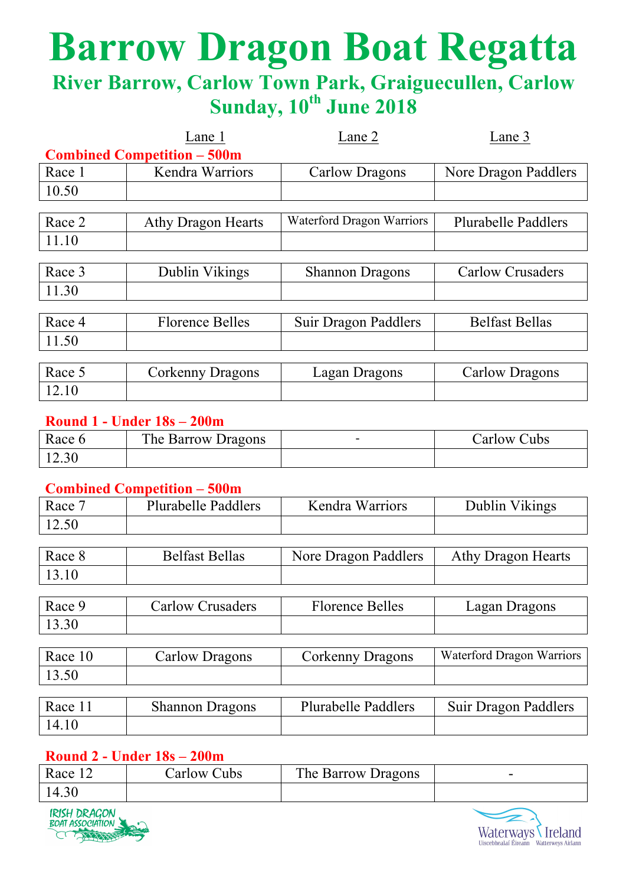# Barrow Dragon Boat Regatta

## River Barrow, Carlow Town Park, Graiguecullen, Carlow

## Sunday, 10th June 2018

**Combined Competition – 500m**

| | Lane 1 | Lane 2 | Lane 3 |
|---|---|---|---|
| Race 1 | Kendra Warriors | Carlow Dragons | Nore Dragon Paddlers |
| 10.50 | | | |
| Race 2 | Athy Dragon Hearts | Waterford Dragon Warriors | Plurabelle Paddlers |
| 11.10 | | | |
| Race 3 | Dublin Vikings | Shannon Dragons | Carlow Crusaders |
| 11.30 | | | |
| Race 4 | Florence Belles | Suir Dragon Paddlers | Belfast Bellas |
| 11.50 | | | |
| Race 5 | Corkenny Dragons | Lagan Dragons | Carlow Dragons |
| 12.10 | | | |

**Round 1 - Under 18s – 200m**

| | Lane 1 | Lane 2 | Lane 3 |
|---|---|---|---|
| Race 6 | The Barrow Dragons | - | Carlow Cubs |
| 12.30 | | | |

**Combined Competition – 500m**

| | Lane 1 | Lane 2 | Lane 3 |
|---|---|---|---|
| Race 7 | Plurabelle Paddlers | Kendra Warriors | Dublin Vikings |
| 12.50 | | | |
| Race 8 | Belfast Bellas | Nore Dragon Paddlers | Athy Dragon Hearts |
| 13.10 | | | |
| Race 9 | Carlow Crusaders | Florence Belles | Lagan Dragons |
| 13.30 | | | |
| Race 10 | Carlow Dragons | Corkenny Dragons | Waterford Dragon Warriors |
| 13.50 | | | |
| Race 11 | Shannon Dragons | Plurabelle Paddlers | Suir Dragon Paddlers |
| 14.10 | | | |

**Round 2 - Under 18s – 200m**

| | Lane 1 | Lane 2 | Lane 3 |
|---|---|---|---|
| Race 12 | Carlow Cubs | The Barrow Dragons | - |
| 14.30 | | | |

IRISH DRAGON BOAT ASSOCIATION

Waterways Ireland — Uiscebhealaí Éireann — Watterweys Airlann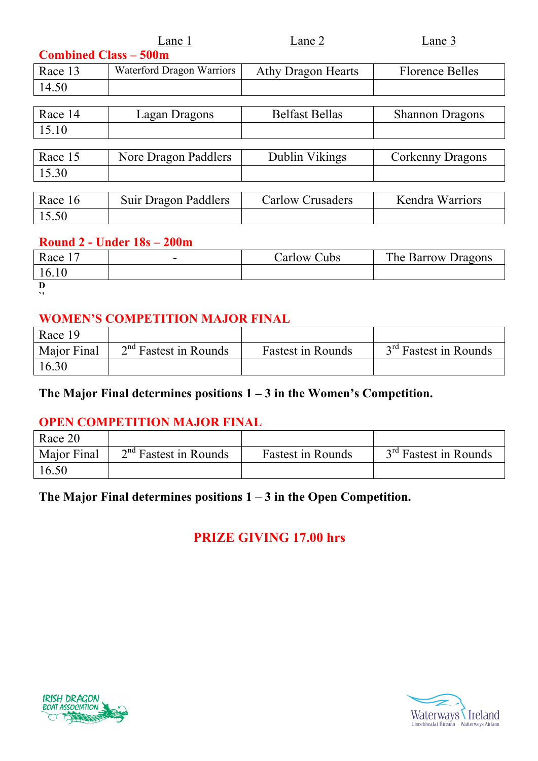| | Lane 1 | Lane 2 | Lane 3 |
|---|---|---|---|

**Combined Class – 500m**

| Race 13 | Waterford Dragon Warriors | Athy Dragon Hearts | Florence Belles |
|---|---|---|---|
| 14.50 | | | |

| Race 14 | Lagan Dragons | Belfast Bellas | Shannon Dragons |
|---|---|---|---|
| 15.10 | | | |

| Race 15 | Nore Dragon Paddlers | Dublin Vikings | Corkenny Dragons |
|---|---|---|---|
| 15.30 | | | |

| Race 16 | Suir Dragon Paddlers | Carlow Crusaders | Kendra Warriors |
|---|---|---|---|
| 15.50 | | | |

**Round 2 - Under 18s – 200m**

| Race 17 | - | Carlow Cubs | The Barrow Dragons |
|---|---|---|---|
| 16.10 | | | |

D
``

**WOMEN'S COMPETITION MAJOR FINAL**

| Race 19 | | | |
|---|---|---|---|
| Major Final | 2nd Fastest in Rounds | Fastest in Rounds | 3rd Fastest in Rounds |
| 16.30 | | | |

**The Major Final determines positions 1 – 3 in the Women's Competition.**

**OPEN COMPETITION MAJOR FINAL**

| Race 20 | | | |
|---|---|---|---|
| Major Final | 2nd Fastest in Rounds | Fastest in Rounds | 3rd Fastest in Rounds |
| 16.50 | | | |

**The Major Final determines positions 1 – 3 in the Open Competition.**

**PRIZE GIVING 17.00 hrs**

IRISH DRAGON BOAT ASSOCIATION

Waterways Ireland
Uiscebhealaí Éireann Watterweys Airlann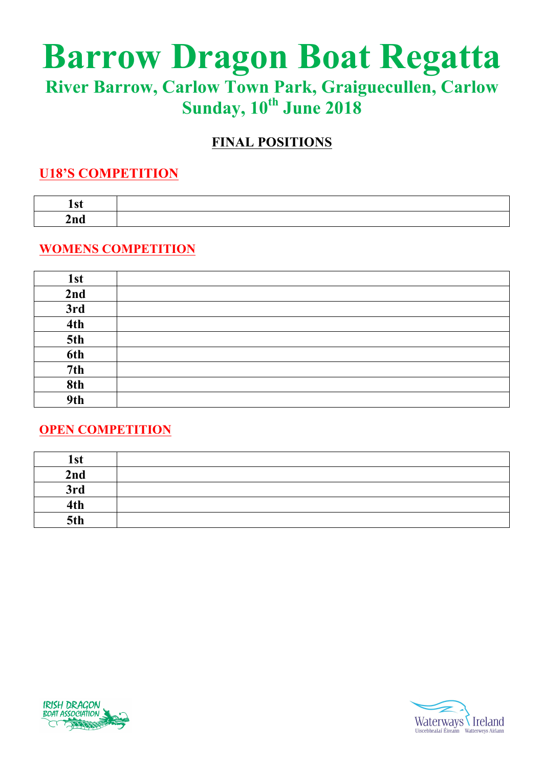# Barrow Dragon Boat Regatta

## River Barrow, Carlow Town Park, Graiguecullen, Carlow

## Sunday, 10th June 2018

**FINAL POSITIONS**

### U18'S COMPETITION

| | |
|---|---|
| 1st | |
| 2nd | |

### WOMENS COMPETITION

| | |
|---|---|
| 1st | |
| 2nd | |
| 3rd | |
| 4th | |
| 5th | |
| 6th | |
| 7th | |
| 8th | |
| 9th | |

### OPEN COMPETITION

| | |
|---|---|
| 1st | |
| 2nd | |
| 3rd | |
| 4th | |
| 5th | |

IRISH DRAGON BOAT ASSOCIATION

Waterways Ireland
Uiscebhealaí Éireann Watterweys Airlann